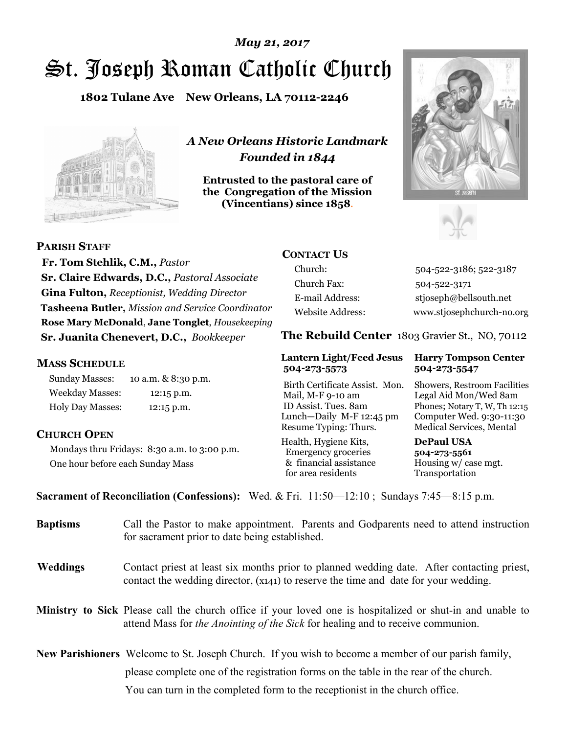*May 21, 2017*

# St. Joseph Roman Catholic Church

**1802 Tulane Ave New Orleans, LA 70112-2246**

*A New Orleans Historic Landmark*
*Founded in 1844*

**Entrusted to the pastoral care of the Congregation of the Mission (Vincentians) since 1858.**

## PARISH STAFF

**Fr. Tom Stehlik, C.M.,** *Pastor*
**Sr. Claire Edwards, D.C.,** *Pastoral Associate*
**Gina Fulton,** *Receptionist, Wedding Director*
**Tasheena Butler,** *Mission and Service Coordinator*
**Rose Mary McDonald**, **Jane Tonglet**, *Housekeeping*
**Sr. Juanita Chenevert, D.C.,** *Bookkeeper*

## MASS SCHEDULE

Sunday Masses: 10 a.m. & 8:30 p.m.
Weekday Masses: 12:15 p.m.
Holy Day Masses: 12:15 p.m.

## CHURCH OPEN

Mondays thru Fridays: 8:30 a.m. to 3:00 p.m.
One hour before each Sunday Mass

## CONTACT US

| | |
|---|---|
| Church: | 504-522-3186; 522-3187 |
| Church Fax: | 504-522-3171 |
| E-mail Address: | stjoseph@bellsouth.net |
| Website Address: | www.stjosephchurch-no.org |

## The Rebuild Center 1803 Gravier St., NO, 70112

**Lantern Light/Feed Jesus 504-273-5573**
Birth Certificate Assist. Mon.
Mail, M-F 9-10 am
ID Assist. Tues. 8am
Lunch—Daily M-F 12:45 pm
Resume Typing: Thurs.
Health, Hygiene Kits, Emergency groceries & financial assistance for area residents

**Harry Tompson Center 504-273-5547**
Showers, Restroom Facilities
Legal Aid Mon/Wed 8am
Phones; Notary T, W, Th 12:15
Computer Wed. 9:30-11:30
Medical Services, Mental

**DePaul USA 504-273-5561**
Housing w/ case mgt.
Transportation

**Sacrament of Reconciliation (Confessions):** Wed. & Fri. 11:50—12:10 ; Sundays 7:45—8:15 p.m.

**Baptisms** Call the Pastor to make appointment. Parents and Godparents need to attend instruction for sacrament prior to date being established.

**Weddings** Contact priest at least six months prior to planned wedding date. After contacting priest, contact the wedding director, (x141) to reserve the time and date for your wedding.

**Ministry to Sick** Please call the church office if your loved one is hospitalized or shut-in and unable to attend Mass for *the Anointing of the Sick* for healing and to receive communion.

**New Parishioners** Welcome to St. Joseph Church. If you wish to become a member of our parish family, please complete one of the registration forms on the table in the rear of the church. You can turn in the completed form to the receptionist in the church office.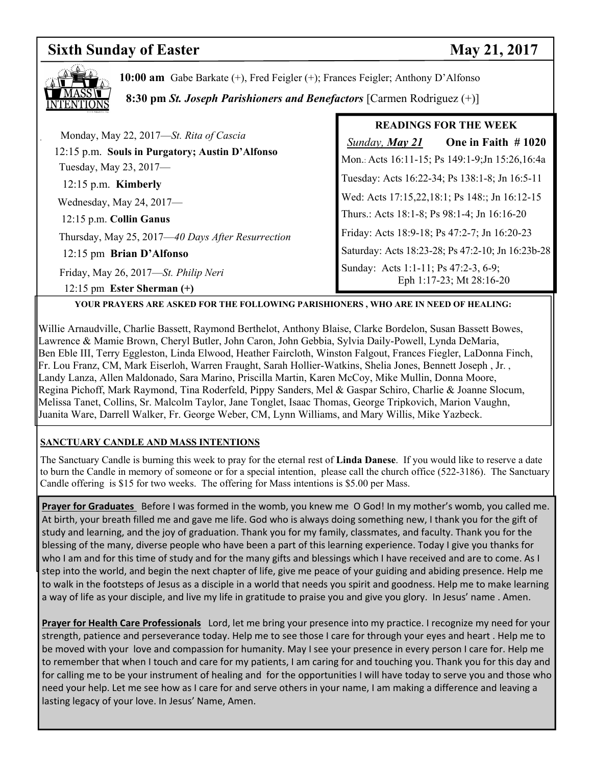## Sixth Sunday of Easter — May 21, 2017

**MASS INTENTIONS**

**10:00 am** Gabe Barkate (+), Fred Feigler (+); Frances Feigler; Anthony D'Alfonso

**8:30 pm** ***St. Joseph Parishioners and Benefactors*** [Carmen Rodriguez (+)]

Monday, May 22, 2017—*St. Rita of Cascia*

12:15 p.m. **Souls in Purgatory; Austin D'Alfonso**

Tuesday, May 23, 2017—

12:15 p.m. **Kimberly**

Wednesday, May 24, 2017—

12:15 p.m. **Collin Ganus**

Thursday, May 25, 2017—*40 Days After Resurrection*

12:15 pm **Brian D'Alfonso**

Friday, May 26, 2017—*St. Philip Neri*

12:15 pm **Ester Sherman (+)**

### READINGS FOR THE WEEK

*Sunday, **May 21*** **One in Faith # 1020**

Mon.: Acts 16:11-15; Ps 149:1-9;Jn 15:26,16:4a

Tuesday: Acts 16:22-34; Ps 138:1-8; Jn 16:5-11

Wed: Acts 17:15,22,18:1; Ps 148:; Jn 16:12-15

Thurs.: Acts 18:1-8; Ps 98:1-4; Jn 16:16-20

Friday: Acts 18:9-18; Ps 47:2-7; Jn 16:20-23

Saturday: Acts 18:23-28; Ps 47:2-10; Jn 16:23b-28

Sunday: Acts 1:1-11; Ps 47:2-3, 6-9; Eph 1:17-23; Mt 28:16-20

**YOUR PRAYERS ARE ASKED FOR THE FOLLOWING PARISHIONERS , WHO ARE IN NEED OF HEALING:**

Willie Arnaudville, Charlie Bassett, Raymond Berthelot, Anthony Blaise, Clarke Bordelon, Susan Bassett Bowes, Lawrence & Mamie Brown, Cheryl Butler, John Caron, John Gebbia, Sylvia Daily-Powell, Lynda DeMaria, Ben Eble III, Terry Eggleston, Linda Elwood, Heather Faircloth, Winston Falgout, Frances Fiegler, LaDonna Finch, Fr. Lou Franz, CM, Mark Eiserloh, Warren Fraught, Sarah Hollier-Watkins, Shelia Jones, Bennett Joseph , Jr. , Landy Lanza, Allen Maldonado, Sara Marino, Priscilla Martin, Karen McCoy, Mike Mullin, Donna Moore, Regina Pichoff, Mark Raymond, Tina Roderfeld, Pippy Sanders, Mel & Gaspar Schiro, Charlie & Joanne Slocum, Melissa Tanet, Collins, Sr. Malcolm Taylor, Jane Tonglet, Isaac Thomas, George Tripkovich, Marion Vaughn, Juanita Ware, Darrell Walker, Fr. George Weber, CM, Lynn Williams, and Mary Willis, Mike Yazbeck.

**SANCTUARY CANDLE AND MASS INTENTIONS**

The Sanctuary Candle is burning this week to pray for the eternal rest of **Linda Danese**. If you would like to reserve a date to burn the Candle in memory of someone or for a special intention, please call the church office (522-3186). The Sanctuary Candle offering is $15 for two weeks. The offering for Mass intentions is $5.00 per Mass.

**Prayer for Graduates** Before I was formed in the womb, you knew me O God! In my mother's womb, you called me. At birth, your breath filled me and gave me life. God who is always doing something new, I thank you for the gift of study and learning, and the joy of graduation. Thank you for my family, classmates, and faculty. Thank you for the blessing of the many, diverse people who have been a part of this learning experience. Today I give you thanks for who I am and for this time of study and for the many gifts and blessings which I have received and are to come. As I step into the world, and begin the next chapter of life, give me peace of your guiding and abiding presence. Help me to walk in the footsteps of Jesus as a disciple in a world that needs you spirit and goodness. Help me to make learning a way of life as your disciple, and live my life in gratitude to praise you and give you glory. In Jesus' name . Amen.

**Prayer for Health Care Professionals** Lord, let me bring your presence into my practice. I recognize my need for your strength, patience and perseverance today. Help me to see those I care for through your eyes and heart . Help me to be moved with your love and compassion for humanity. May I see your presence in every person I care for. Help me to remember that when I touch and care for my patients, I am caring for and touching you. Thank you for this day and for calling me to be your instrument of healing and for the opportunities I will have today to serve you and those who need your help. Let me see how as I care for and serve others in your name, I am making a difference and leaving a lasting legacy of your love. In Jesus' Name, Amen.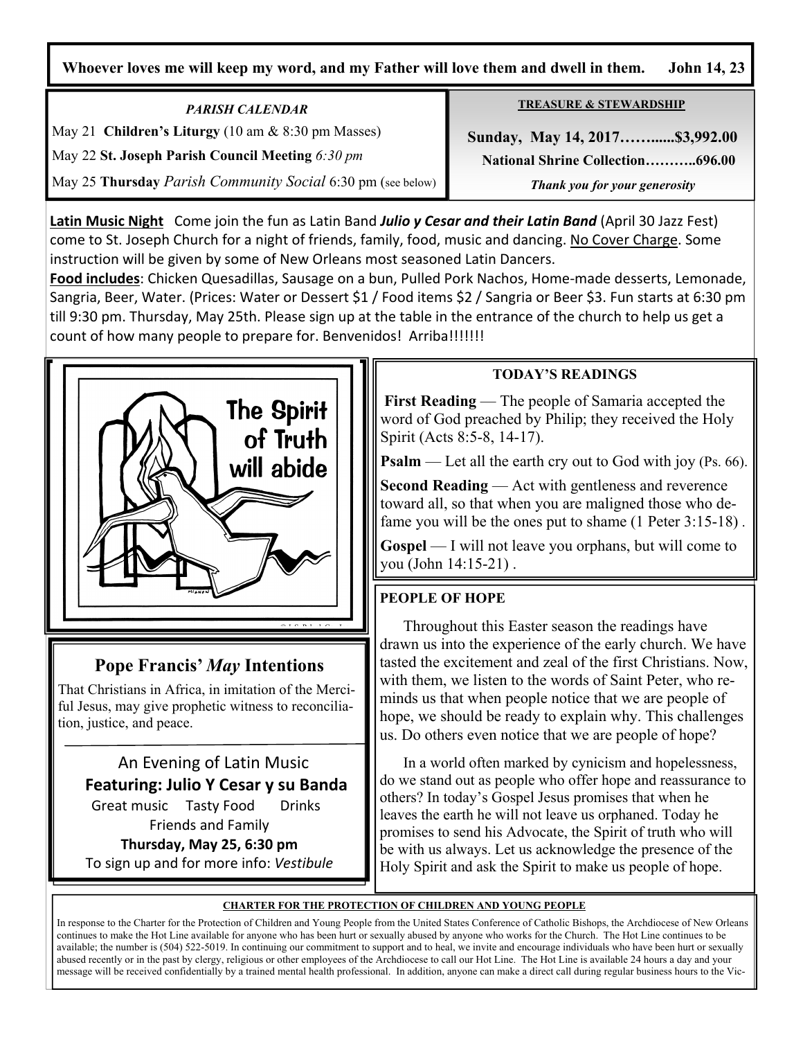**Whoever loves me will keep my word, and my Father will love them and dwell in them. John 14, 23**

*PARISH CALENDAR*

May 21 **Children's Liturgy** (10 am & 8:30 pm Masses)

May 22 **St. Joseph Parish Council Meeting** *6:30 pm*

May 25 **Thursday** *Parish Community Social* 6:30 pm (see below)

**TREASURE & STEWARDSHIP**

**Sunday, May 14, 2017……......$3,992.00**

**National Shrine Collection………..696.00**

***Thank you for your generosity***

**Latin Music Night** Come join the fun as Latin Band ***Julio y Cesar and their Latin Band*** (April 30 Jazz Fest) come to St. Joseph Church for a night of friends, family, food, music and dancing. No Cover Charge. Some instruction will be given by some of New Orleans most seasoned Latin Dancers.

**Food includes**: Chicken Quesadillas, Sausage on a bun, Pulled Pork Nachos, Home-made desserts, Lemonade, Sangria, Beer, Water. (Prices: Water or Dessert $1 / Food items $2 / Sangria or Beer $3. Fun starts at 6:30 pm till 9:30 pm. Thursday, May 25th. Please sign up at the table in the entrance of the church to help us get a count of how many people to prepare for. Benvenidos! Arriba!!!!!!!

The Spirit of Truth will abide

## Pope Francis' *May* Intentions

That Christians in Africa, in imitation of the Merciful Jesus, may give prophetic witness to reconciliation, justice, and peace.

An Evening of Latin Music

**Featuring: Julio Y Cesar y su Banda**

Great music Tasty Food Drinks

Friends and Family

**Thursday, May 25, 6:30 pm**

To sign up and for more info: *Vestibule*

**TODAY'S READINGS**

**First Reading** — The people of Samaria accepted the word of God preached by Philip; they received the Holy Spirit (Acts 8:5-8, 14-17).

**Psalm** — Let all the earth cry out to God with joy (Ps. 66).

**Second Reading** — Act with gentleness and reverence toward all, so that when you are maligned those who defame you will be the ones put to shame (1 Peter 3:15-18) .

**Gospel** — I will not leave you orphans, but will come to you (John 14:15-21) .

**PEOPLE OF HOPE**

Throughout this Easter season the readings have drawn us into the experience of the early church. We have tasted the excitement and zeal of the first Christians. Now, with them, we listen to the words of Saint Peter, who reminds us that when people notice that we are people of hope, we should be ready to explain why. This challenges us. Do others even notice that we are people of hope?

In a world often marked by cynicism and hopelessness, do we stand out as people who offer hope and reassurance to others? In today's Gospel Jesus promises that when he leaves the earth he will not leave us orphaned. Today he promises to send his Advocate, the Spirit of truth who will be with us always. Let us acknowledge the presence of the Holy Spirit and ask the Spirit to make us people of hope.

**CHARTER FOR THE PROTECTION OF CHILDREN AND YOUNG PEOPLE**

In response to the Charter for the Protection of Children and Young People from the United States Conference of Catholic Bishops, the Archdiocese of New Orleans continues to make the Hot Line available for anyone who has been hurt or sexually abused by anyone who works for the Church. The Hot Line continues to be available; the number is (504) 522-5019. In continuing our commitment to support and to heal, we invite and encourage individuals who have been hurt or sexually abused recently or in the past by clergy, religious or other employees of the Archdiocese to call our Hot Line. The Hot Line is available 24 hours a day and your message will be received confidentially by a trained mental health professional. In addition, anyone can make a direct call during regular business hours to the Vic-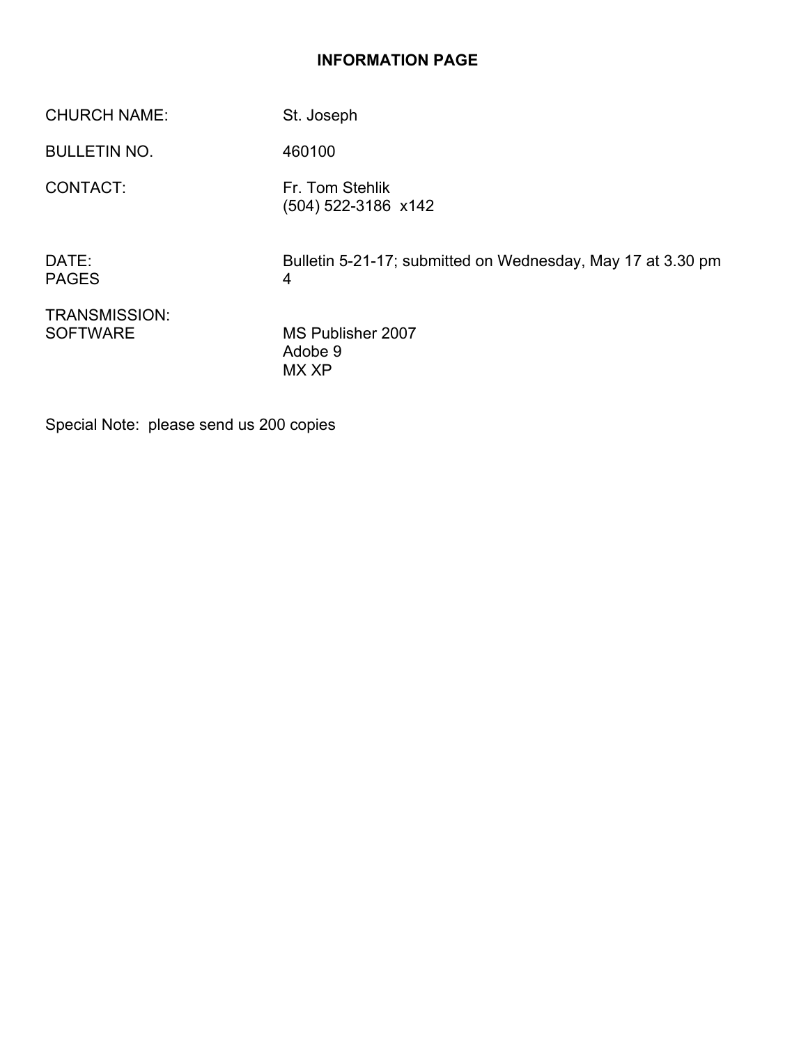**INFORMATION PAGE**

| | |
|---|---|
| CHURCH NAME: | St. Joseph |
| BULLETIN NO. | 460100 |
| CONTACT: | Fr. Tom Stehlik<br>(504) 522-3186 x142 |
| DATE: | Bulletin 5-21-17; submitted on Wednesday, May 17 at 3.30 pm |
| PAGES | 4 |
| TRANSMISSION:<br>SOFTWARE | MS Publisher 2007<br>Adobe 9<br>MX XP |

Special Note: please send us 200 copies